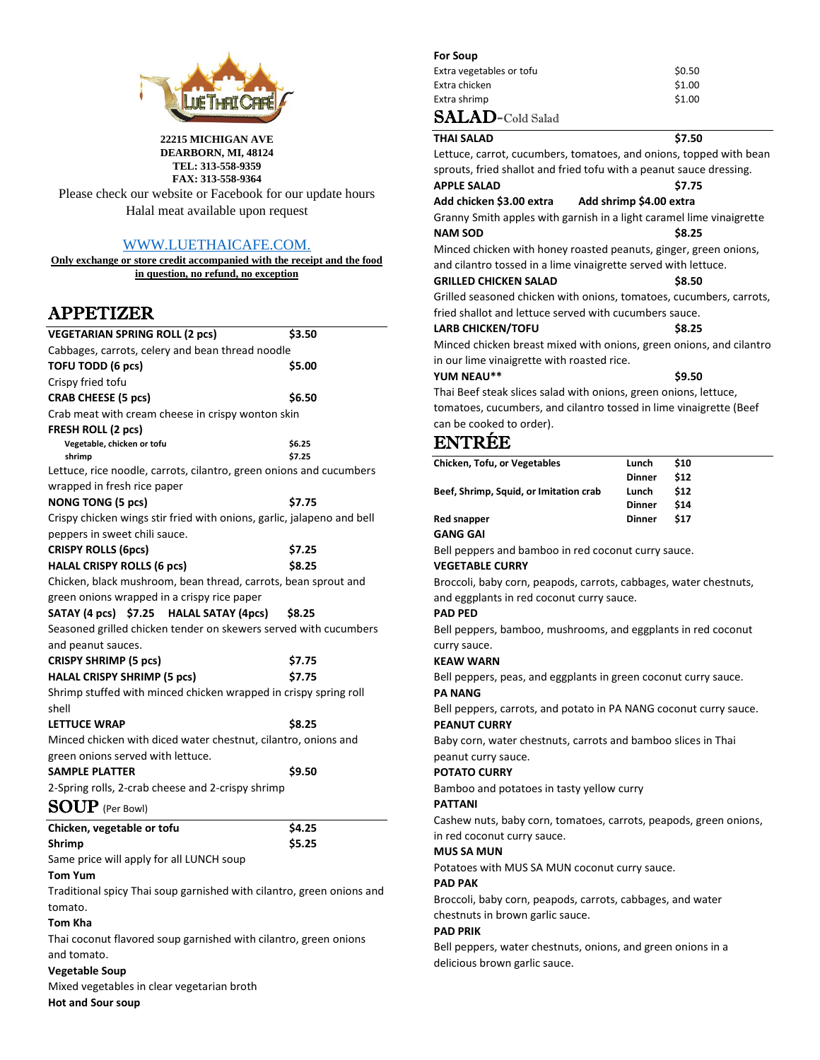**22215 MICHIGAN AVE**
**DEARBORN, MI, 48124**
**TEL: 313-558-9359**
**FAX: 313-558-9364**

Please check our website or Facebook for our update hours
Halal meat available upon request

WWW.LUETHAICAFE.COM.

**Only exchange or store credit accompanied with the receipt and the food in question, no refund, no exception**

# APPETIZER

**VEGETARIAN SPRING ROLL (2 pcs)** **$3.50**
Cabbages, carrots, celery and bean thread noodle

**TOFU TODD (6 pcs)** **$5.00**
Crispy fried tofu

**CRAB CHEESE (5 pcs)** **$6.50**
Crab meat with cream cheese in crispy wonton skin

**FRESH ROLL (2 pcs)**
- **Vegetable, chicken or tofu** **$6.25**
- **shrimp** **$7.25**

Lettuce, rice noodle, carrots, cilantro, green onions and cucumbers wrapped in fresh rice paper

**NONG TONG (5 pcs)** **$7.75**
Crispy chicken wings stir fried with onions, garlic, jalapeno and bell peppers in sweet chili sauce.

**CRISPY ROLLS (6pcs)** **$7.25**
**HALAL CRISPY ROLLS (6 pcs)** **$8.25**
Chicken, black mushroom, bean thread, carrots, bean sprout and green onions wrapped in a crispy rice paper

**SATAY (4 pcs) $7.25** **HALAL SATAY (4pcs) $8.25**
Seasoned grilled chicken tender on skewers served with cucumbers and peanut sauces.

**CRISPY SHRIMP (5 pcs)** **$7.75**
**HALAL CRISPY SHRIMP (5 pcs)** **$7.75**
Shrimp stuffed with minced chicken wrapped in crispy spring roll shell

**LETTUCE WRAP** **$8.25**
Minced chicken with diced water chestnut, cilantro, onions and green onions served with lettuce.

**SAMPLE PLATTER** **$9.50**
2-Spring rolls, 2-crab cheese and 2-crispy shrimp

# SOUP (Per Bowl)

**Chicken, vegetable or tofu** **$4.25**
**Shrimp** **$5.25**
Same price will apply for all LUNCH soup

**Tom Yum**
Traditional spicy Thai soup garnished with cilantro, green onions and tomato.

**Tom Kha**
Thai coconut flavored soup garnished with cilantro, green onions and tomato.

**Vegetable Soup**
Mixed vegetables in clear vegetarian broth

**Hot and Sour soup**

**For Soup**

| | |
|---|---|
| Extra vegetables or tofu | $0.50 |
| Extra chicken | $1.00 |
| Extra shrimp | $1.00 |

# SALAD-Cold Salad

**THAI SALAD** **$7.50**
Lettuce, carrot, cucumbers, tomatoes, and onions, topped with bean sprouts, fried shallot and fried tofu with a peanut sauce dressing.

**APPLE SALAD** **$7.75**
**Add chicken $3.00 extra** **Add shrimp $4.00 extra**
Granny Smith apples with garnish in a light caramel lime vinaigrette

**NAM SOD** **$8.25**
Minced chicken with honey roasted peanuts, ginger, green onions, and cilantro tossed in a lime vinaigrette served with lettuce.

**GRILLED CHICKEN SALAD** **$8.50**
Grilled seasoned chicken with onions, tomatoes, cucumbers, carrots, fried shallot and lettuce served with cucumbers sauce.

**LARB CHICKEN/TOFU** **$8.25**
Minced chicken breast mixed with onions, green onions, and cilantro in our lime vinaigrette with roasted rice.

**YUM NEAU**** **$9.50**
Thai Beef steak slices salad with onions, green onions, lettuce, tomatoes, cucumbers, and cilantro tossed in lime vinaigrette (Beef can be cooked to order).

# ENTRÉE

| | | |
|---|---|---|
| **Chicken, Tofu, or Vegetables** | **Lunch** | **$10** |
| | **Dinner** | **$12** |
| **Beef, Shrimp, Squid, or Imitation crab** | **Lunch** | **$12** |
| | **Dinner** | **$14** |
| **Red snapper** | **Dinner** | **$17** |

**GANG GAI**
Bell peppers and bamboo in red coconut curry sauce.

**VEGETABLE CURRY**
Broccoli, baby corn, peapods, carrots, cabbages, water chestnuts, and eggplants in red coconut curry sauce.

**PAD PED**
Bell peppers, bamboo, mushrooms, and eggplants in red coconut curry sauce.

**KEAW WARN**
Bell peppers, peas, and eggplants in green coconut curry sauce.

**PA NANG**
Bell peppers, carrots, and potato in PA NANG coconut curry sauce.

**PEANUT CURRY**
Baby corn, water chestnuts, carrots and bamboo slices in Thai peanut curry sauce.

**POTATO CURRY**
Bamboo and potatoes in tasty yellow curry

**PATTANI**
Cashew nuts, baby corn, tomatoes, carrots, peapods, green onions, in red coconut curry sauce.

**MUS SA MUN**
Potatoes with MUS SA MUN coconut curry sauce.

**PAD PAK**
Broccoli, baby corn, peapods, carrots, cabbages, and water chestnuts in brown garlic sauce.

**PAD PRIK**
Bell peppers, water chestnuts, onions, and green onions in a delicious brown garlic sauce.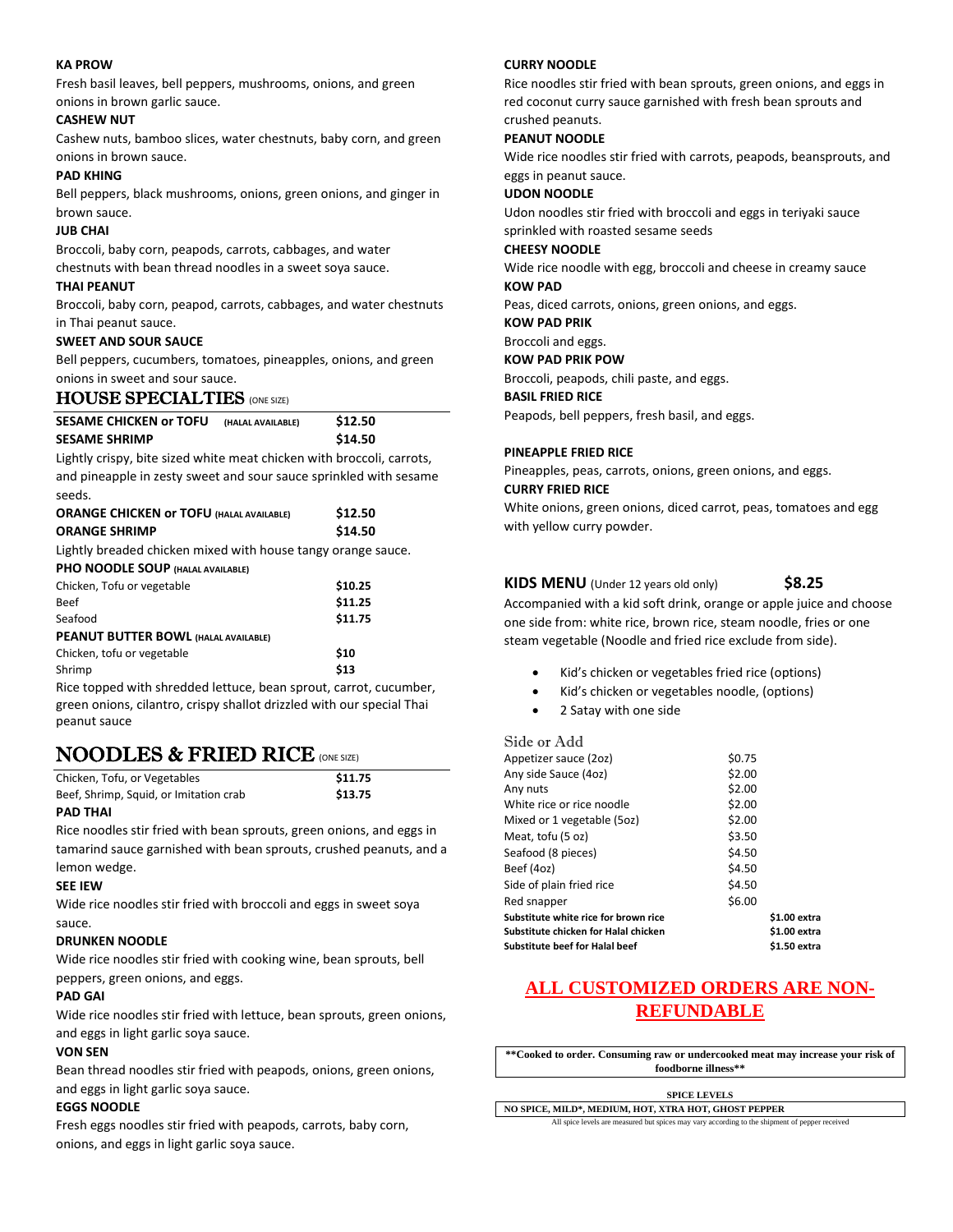**KA PROW**

Fresh basil leaves, bell peppers, mushrooms, onions, and green onions in brown garlic sauce.

**CASHEW NUT**

Cashew nuts, bamboo slices, water chestnuts, baby corn, and green onions in brown sauce.

**PAD KHING**

Bell peppers, black mushrooms, onions, green onions, and ginger in brown sauce.

**JUB CHAI**

Broccoli, baby corn, peapods, carrots, cabbages, and water chestnuts with bean thread noodles in a sweet soya sauce.

**THAI PEANUT**

Broccoli, baby corn, peapod, carrots, cabbages, and water chestnuts in Thai peanut sauce.

**SWEET AND SOUR SAUCE**

Bell peppers, cucumbers, tomatoes, pineapples, onions, and green onions in sweet and sour sauce.

## HOUSE SPECIALTIES (ONE SIZE)

| | |
|---|---|
| **SESAME CHICKEN or TOFU** (HALAL AVAILABLE) | **$12.50** |
| **SESAME SHRIMP** | **$14.50** |

Lightly crispy, bite sized white meat chicken with broccoli, carrots, and pineapple in zesty sweet and sour sauce sprinkled with sesame seeds.

| | |
|---|---|
| **ORANGE CHICKEN or TOFU** (HALAL AVAILABLE) | **$12.50** |
| **ORANGE SHRIMP** | **$14.50** |

Lightly breaded chicken mixed with house tangy orange sauce.

**PHO NOODLE SOUP** (HALAL AVAILABLE)

| | |
|---|---|
| Chicken, Tofu or vegetable | **$10.25** |
| Beef | **$11.25** |
| Seafood | **$11.75** |

**PEANUT BUTTER BOWL** (HALAL AVAILABLE)

| | |
|---|---|
| Chicken, tofu or vegetable | **$10** |
| Shrimp | **$13** |

Rice topped with shredded lettuce, bean sprout, carrot, cucumber, green onions, cilantro, crispy shallot drizzled with our special Thai peanut sauce

## NOODLES & FRIED RICE (ONE SIZE)

| | |
|---|---|
| Chicken, Tofu, or Vegetables | **$11.75** |
| Beef, Shrimp, Squid, or Imitation crab | **$13.75** |

**PAD THAI**

Rice noodles stir fried with bean sprouts, green onions, and eggs in tamarind sauce garnished with bean sprouts, crushed peanuts, and a lemon wedge.

**SEE IEW**

Wide rice noodles stir fried with broccoli and eggs in sweet soya sauce.

**DRUNKEN NOODLE**

Wide rice noodles stir fried with cooking wine, bean sprouts, bell peppers, green onions, and eggs.

**PAD GAI**

Wide rice noodles stir fried with lettuce, bean sprouts, green onions, and eggs in light garlic soya sauce.

**VON SEN**

Bean thread noodles stir fried with peapods, onions, green onions, and eggs in light garlic soya sauce.

**EGGS NOODLE**

Fresh eggs noodles stir fried with peapods, carrots, baby corn, onions, and eggs in light garlic soya sauce.

**CURRY NOODLE**

Rice noodles stir fried with bean sprouts, green onions, and eggs in red coconut curry sauce garnished with fresh bean sprouts and crushed peanuts.

**PEANUT NOODLE**

Wide rice noodles stir fried with carrots, peapods, beansprouts, and eggs in peanut sauce.

**UDON NOODLE**

Udon noodles stir fried with broccoli and eggs in teriyaki sauce sprinkled with roasted sesame seeds

**CHEESY NOODLE**

Wide rice noodle with egg, broccoli and cheese in creamy sauce

**KOW PAD**

Peas, diced carrots, onions, green onions, and eggs.

**KOW PAD PRIK**

Broccoli and eggs.

**KOW PAD PRIK POW**

Broccoli, peapods, chili paste, and eggs.

**BASIL FRIED RICE**

Peapods, bell peppers, fresh basil, and eggs.

**PINEAPPLE FRIED RICE**

Pineapples, peas, carrots, onions, green onions, and eggs.

**CURRY FRIED RICE**

White onions, green onions, diced carrot, peas, tomatoes and egg with yellow curry powder.

## KIDS MENU (Under 12 years old only) $8.25

Accompanied with a kid soft drink, orange or apple juice and choose one side from: white rice, brown rice, steam noodle, fries or one steam vegetable (Noodle and fried rice exclude from side).

- Kid's chicken or vegetables fried rice (options)
- Kid's chicken or vegetables noodle, (options)
- 2 Satay with one side

### Side or Add

| | | |
|---|---|---|
| Appetizer sauce (2oz) | $0.75 | |
| Any side Sauce (4oz) | $2.00 | |
| Any nuts | $2.00 | |
| White rice or rice noodle | $2.00 | |
| Mixed or 1 vegetable (5oz) | $2.00 | |
| Meat, tofu (5 oz) | $3.50 | |
| Seafood (8 pieces) | $4.50 | |
| Beef (4oz) | $4.50 | |
| Side of plain fried rice | $4.50 | |
| Red snapper | $6.00 | |
| **Substitute white rice for brown rice** | | **$1.00 extra** |
| **Substitute chicken for Halal chicken** | | **$1.00 extra** |
| **Substitute beef for Halal beef** | | **$1.50 extra** |

**ALL CUSTOMIZED ORDERS ARE NON-REFUNDABLE**

****Cooked to order. Consuming raw or undercooked meat may increase your risk of foodborne illness****

**SPICE LEVELS**

**NO SPICE, MILD*, MEDIUM, HOT, XTRA HOT, GHOST PEPPER**

All spice levels are measured but spices may vary according to the shipment of pepper received